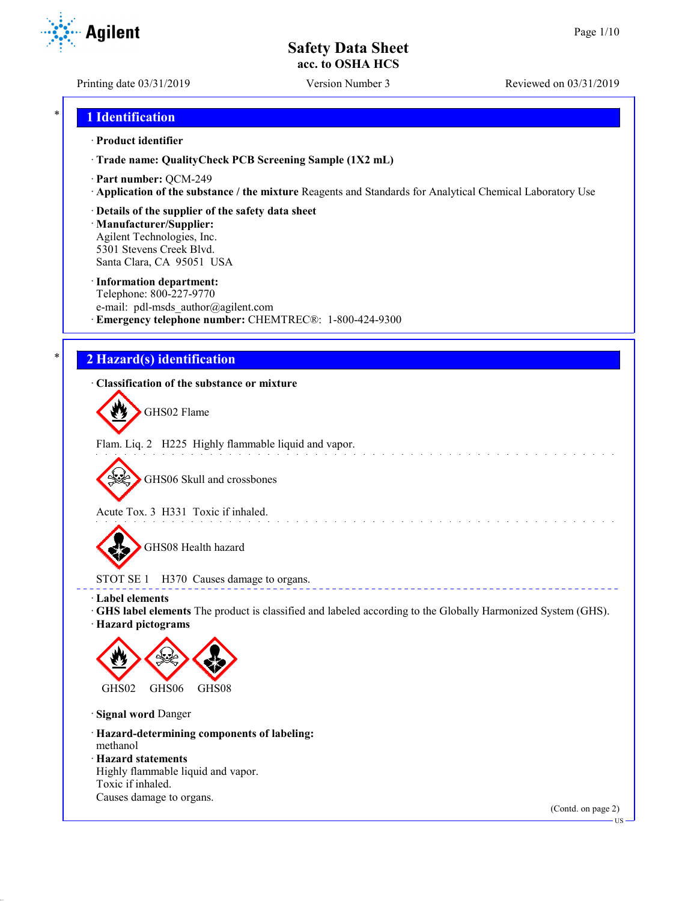# Safety Data Sheet
**acc. to OSHA HCS**

Printing date 03/31/2019 | Version Number 3 | Reviewed on 03/31/2019

## 1 Identification

· **Product identifier**

· **Trade name: QualityCheck PCB Screening Sample (1X2 mL)**

· **Part number:** QCM-249

· **Application of the substance / the mixture** Reagents and Standards for Analytical Chemical Laboratory Use

· **Details of the supplier of the safety data sheet**

· **Manufacturer/Supplier:**
Agilent Technologies, Inc.
5301 Stevens Creek Blvd.
Santa Clara, CA 95051 USA

· **Information department:**
Telephone: 800-227-9770
e-mail: pdl-msds_author@agilent.com

· **Emergency telephone number:** CHEMTREC®: 1-800-424-9300

## 2 Hazard(s) identification

· **Classification of the substance or mixture**

GHS02 Flame

Flam. Liq. 2 H225 Highly flammable liquid and vapor.

GHS06 Skull and crossbones

Acute Tox. 3 H331 Toxic if inhaled.

GHS08 Health hazard

STOT SE 1 H370 Causes damage to organs.

· **Label elements**

· **GHS label elements** The product is classified and labeled according to the Globally Harmonized System (GHS).

· **Hazard pictograms**

GHS02 GHS06 GHS08

· **Signal word** Danger

· **Hazard-determining components of labeling:**
methanol

· **Hazard statements**
Highly flammable liquid and vapor.
Toxic if inhaled.
Causes damage to organs.

(Contd. on page 2)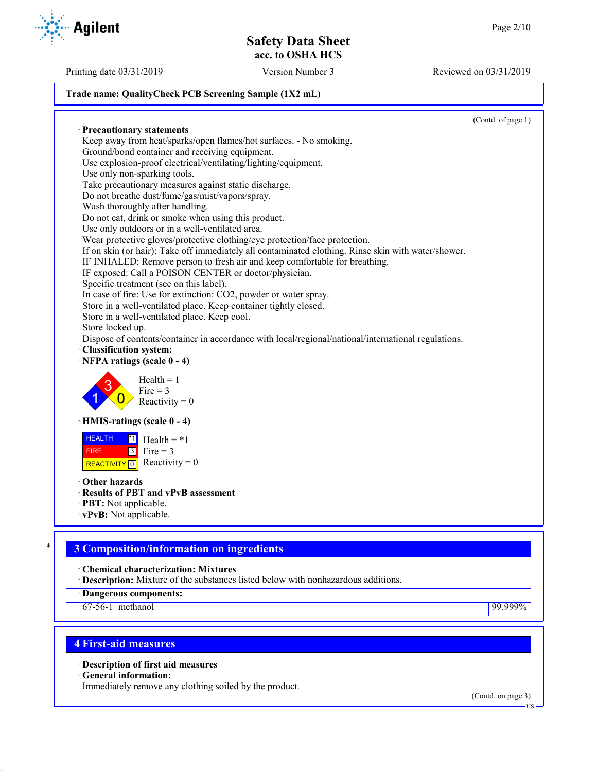**Trade name: QualityCheck PCB Screening Sample (1X2 mL)**

(Contd. of page 1)

· **Precautionary statements**
Keep away from heat/sparks/open flames/hot surfaces. - No smoking.
Ground/bond container and receiving equipment.
Use explosion-proof electrical/ventilating/lighting/equipment.
Use only non-sparking tools.
Take precautionary measures against static discharge.
Do not breathe dust/fume/gas/mist/vapors/spray.
Wash thoroughly after handling.
Do not eat, drink or smoke when using this product.
Use only outdoors or in a well-ventilated area.
Wear protective gloves/protective clothing/eye protection/face protection.
If on skin (or hair): Take off immediately all contaminated clothing. Rinse skin with water/shower.
IF INHALED: Remove person to fresh air and keep comfortable for breathing.
IF exposed: Call a POISON CENTER or doctor/physician.
Specific treatment (see on this label).
In case of fire: Use for extinction: $CO_2$, powder or water spray.
Store in a well-ventilated place. Keep container tightly closed.
Store in a well-ventilated place. Keep cool.
Store locked up.
Dispose of contents/container in accordance with local/regional/national/international regulations.

· **Classification system:**

· **NFPA ratings (scale 0 - 4)**

Health = 1
Fire = 3
Reactivity = 0

· **HMIS-ratings (scale 0 - 4)**

| | |
|---|---|
| HEALTH | *1 |
| FIRE | 3 |
| REACTIVITY | 0 |

Health = *1
Fire = 3
Reactivity = 0

· **Other hazards**
· **Results of PBT and vPvB assessment**
· **PBT:** Not applicable.
· **vPvB:** Not applicable.

## 3 Composition/information on ingredients

· **Chemical characterization: Mixtures**
· **Description:** Mixture of the substances listed below with nonhazardous additions.

| · Dangerous components: | | |
|---|---|---|
| 67-56-1 | methanol | 99.999% |

## 4 First-aid measures

· **Description of first aid measures**
· **General information:**
Immediately remove any clothing soiled by the product.

(Contd. on page 3)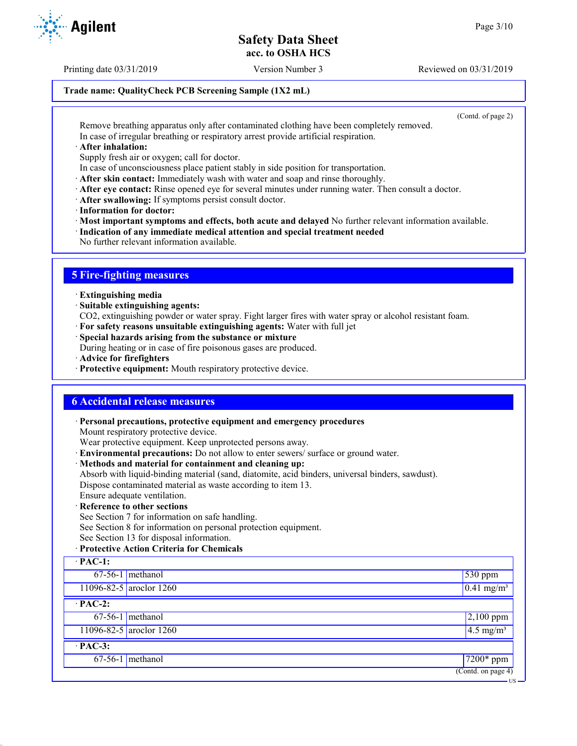Trade name: QualityCheck PCB Screening Sample (1X2 mL)

(Contd. of page 2)

Remove breathing apparatus only after contaminated clothing have been completely removed.
In case of irregular breathing or respiratory arrest provide artificial respiration.

· **After inhalation:**
Supply fresh air or oxygen; call for doctor.
In case of unconsciousness place patient stably in side position for transportation.
· **After skin contact:** Immediately wash with water and soap and rinse thoroughly.
· **After eye contact:** Rinse opened eye for several minutes under running water. Then consult a doctor.
· **After swallowing:** If symptoms persist consult doctor.
· **Information for doctor:**
· **Most important symptoms and effects, both acute and delayed** No further relevant information available.
· **Indication of any immediate medical attention and special treatment needed**
No further relevant information available.

## 5 Fire-fighting measures

· **Extinguishing media**
· **Suitable extinguishing agents:**
$CO_2$, extinguishing powder or water spray. Fight larger fires with water spray or alcohol resistant foam.
· **For safety reasons unsuitable extinguishing agents:** Water with full jet
· **Special hazards arising from the substance or mixture**
During heating or in case of fire poisonous gases are produced.
· **Advice for firefighters**
· **Protective equipment:** Mouth respiratory protective device.

## 6 Accidental release measures

· **Personal precautions, protective equipment and emergency procedures**
Mount respiratory protective device.
Wear protective equipment. Keep unprotected persons away.
· **Environmental precautions:** Do not allow to enter sewers/ surface or ground water.
· **Methods and material for containment and cleaning up:**
Absorb with liquid-binding material (sand, diatomite, acid binders, universal binders, sawdust).
Dispose contaminated material as waste according to item 13.
Ensure adequate ventilation.
· **Reference to other sections**
See Section 7 for information on safe handling.
See Section 8 for information on personal protection equipment.
See Section 13 for disposal information.
· **Protective Action Criteria for Chemicals**

| · **PAC-1:** | | |
|---|---|---|
| 67-56-1 | methanol | 530 ppm |
| 11096-82-5 | aroclor 1260 | 0.41 mg/m³ |
| · **PAC-2:** | | |
| 67-56-1 | methanol | 2,100 ppm |
| 11096-82-5 | aroclor 1260 | 4.5 mg/m³ |
| · **PAC-3:** | | |
| 67-56-1 | methanol | 7200* ppm |

(Contd. on page 4)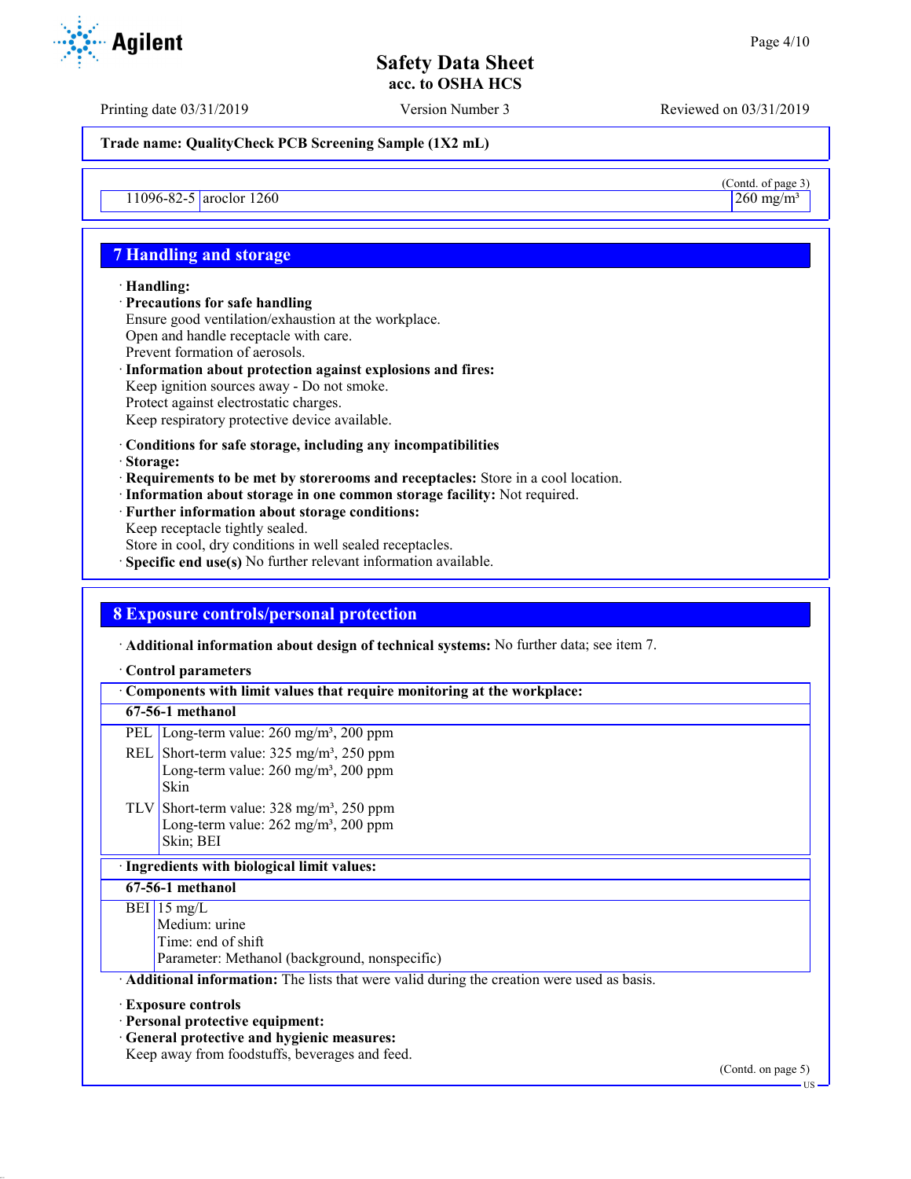(Contd. of page 3)

| 11096-82-5 | aroclor 1260 | 260 mg/m³ |
|---|---|---|

## 7 Handling and storage

· **Handling:**
· **Precautions for safe handling**
Ensure good ventilation/exhaustion at the workplace.
Open and handle receptacle with care.
Prevent formation of aerosols.
· **Information about protection against explosions and fires:**
Keep ignition sources away - Do not smoke.
Protect against electrostatic charges.
Keep respiratory protective device available.

· **Conditions for safe storage, including any incompatibilities**
· **Storage:**
· **Requirements to be met by storerooms and receptacles:** Store in a cool location.
· **Information about storage in one common storage facility:** Not required.
· **Further information about storage conditions:**
Keep receptacle tightly sealed.
Store in cool, dry conditions in well sealed receptacles.
· **Specific end use(s)** No further relevant information available.

## 8 Exposure controls/personal protection

· **Additional information about design of technical systems:** No further data; see item 7.

· **Control parameters**

| · Components with limit values that require monitoring at the workplace: | |
|---|---|
| **67-56-1 methanol** | |
| PEL | Long-term value: 260 mg/m³, 200 ppm |
| REL | Short-term value: 325 mg/m³, 250 ppm<br>Long-term value: 260 mg/m³, 200 ppm<br>Skin |
| TLV | Short-term value: 328 mg/m³, 250 ppm<br>Long-term value: 262 mg/m³, 200 ppm<br>Skin; BEI |

| · Ingredients with biological limit values: | |
|---|---|
| **67-56-1 methanol** | |
| BEI | 15 mg/L<br>Medium: urine<br>Time: end of shift<br>Parameter: Methanol (background, nonspecific) |

· **Additional information:** The lists that were valid during the creation were used as basis.

· **Exposure controls**
· **Personal protective equipment:**
· **General protective and hygienic measures:**
Keep away from foodstuffs, beverages and feed.

(Contd. on page 5)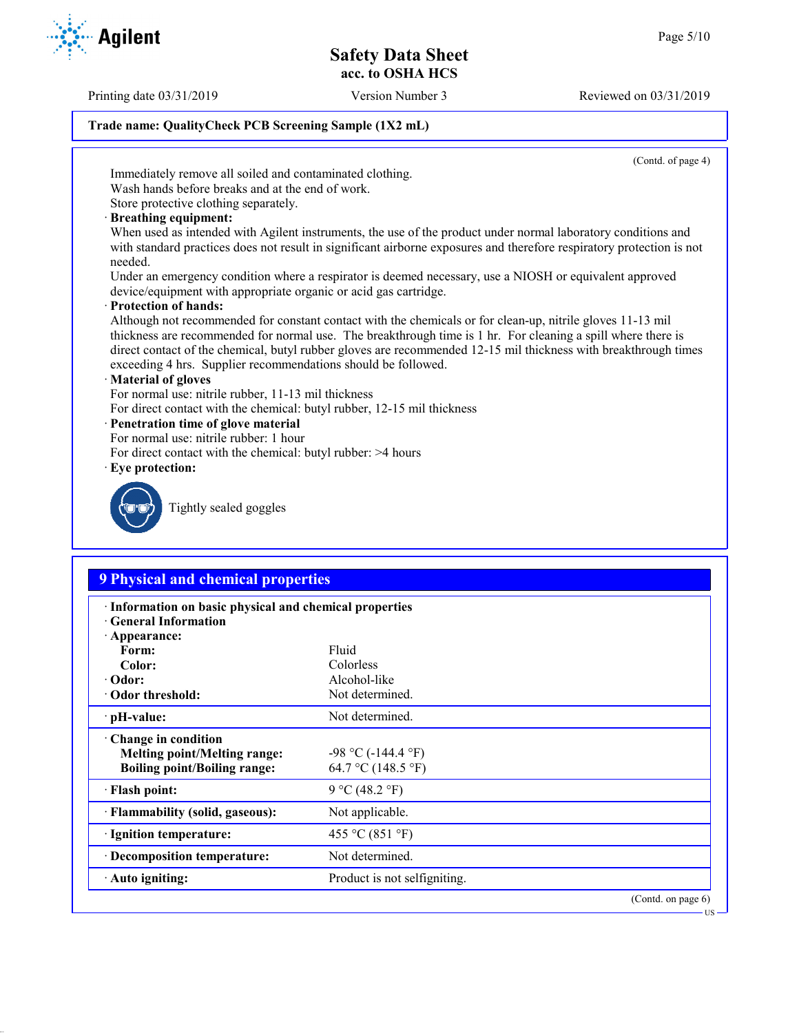**Trade name: QualityCheck PCB Screening Sample (1X2 mL)**

(Contd. of page 4)

Immediately remove all soiled and contaminated clothing.
Wash hands before breaks and at the end of work.
Store protective clothing separately.

· **Breathing equipment:**
When used as intended with Agilent instruments, the use of the product under normal laboratory conditions and with standard practices does not result in significant airborne exposures and therefore respiratory protection is not needed.
Under an emergency condition where a respirator is deemed necessary, use a NIOSH or equivalent approved device/equipment with appropriate organic or acid gas cartridge.

· **Protection of hands:**
Although not recommended for constant contact with the chemicals or for clean-up, nitrile gloves 11-13 mil thickness are recommended for normal use. The breakthrough time is 1 hr. For cleaning a spill where there is direct contact of the chemical, butyl rubber gloves are recommended 12-15 mil thickness with breakthrough times exceeding 4 hrs. Supplier recommendations should be followed.

· **Material of gloves**
For normal use: nitrile rubber, 11-13 mil thickness
For direct contact with the chemical: butyl rubber, 12-15 mil thickness

· **Penetration time of glove material**
For normal use: nitrile rubber: 1 hour
For direct contact with the chemical: butyl rubber: >4 hours

· **Eye protection:**

Tightly sealed goggles

## 9 Physical and chemical properties

| | |
|---|---|
| · **Information on basic physical and chemical properties** | |
| · **General Information** | |
| · **Appearance:** | |
| **Form:** | Fluid |
| **Color:** | Colorless |
| · **Odor:** | Alcohol-like |
| · **Odor threshold:** | Not determined. |
| · **pH-value:** | Not determined. |
| · **Change in condition** | |
| **Melting point/Melting range:** | -98 °C (-144.4 °F) |
| **Boiling point/Boiling range:** | 64.7 °C (148.5 °F) |
| · **Flash point:** | 9 °C (48.2 °F) |
| · **Flammability (solid, gaseous):** | Not applicable. |
| · **Ignition temperature:** | 455 °C (851 °F) |
| · **Decomposition temperature:** | Not determined. |
| · **Auto igniting:** | Product is not selfigniting. |

(Contd. on page 6)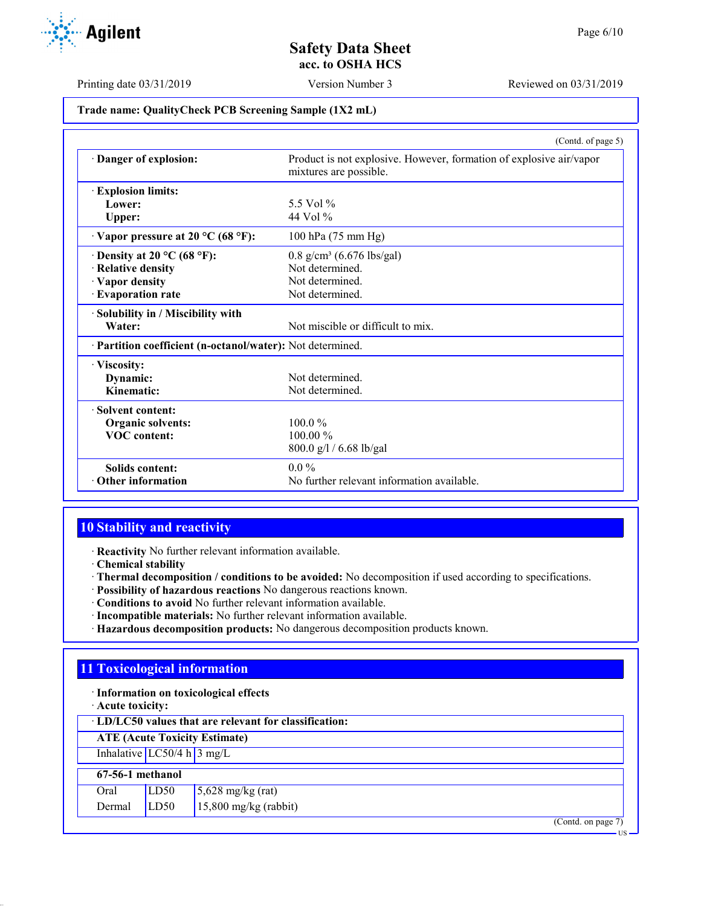Trade name: QualityCheck PCB Screening Sample (1X2 mL)

(Contd. of page 5)

| | |
|---|---|
| · **Danger of explosion:** | Product is not explosive. However, formation of explosive air/vapor mixtures are possible. |
| · **Explosion limits:** | |
| **Lower:** | 5.5 Vol % |
| **Upper:** | 44 Vol % |
| · **Vapor pressure at 20 °C (68 °F):** | 100 hPa (75 mm Hg) |
| · **Density at 20 °C (68 °F):** | 0.8 g/cm³ (6.676 lbs/gal) |
| · **Relative density** | Not determined. |
| · **Vapor density** | Not determined. |
| · **Evaporation rate** | Not determined. |
| · **Solubility in / Miscibility with** | |
| **Water:** | Not miscible or difficult to mix. |
| · **Partition coefficient (n-octanol/water):** | Not determined. |
| · **Viscosity:** | |
| **Dynamic:** | Not determined. |
| **Kinematic:** | Not determined. |
| · **Solvent content:** | |
| **Organic solvents:** | 100.0 % |
| **VOC content:** | 100.00 % |
| | 800.0 g/l / 6.68 lb/gal |
| **Solids content:** | 0.0 % |
| · **Other information** | No further relevant information available. |

## 10 Stability and reactivity

· **Reactivity** No further relevant information available.
· **Chemical stability**
· **Thermal decomposition / conditions to be avoided:** No decomposition if used according to specifications.
· **Possibility of hazardous reactions** No dangerous reactions known.
· **Conditions to avoid** No further relevant information available.
· **Incompatible materials:** No further relevant information available.
· **Hazardous decomposition products:** No dangerous decomposition products known.

## 11 Toxicological information

· **Information on toxicological effects**
· **Acute toxicity:**

· **LD/LC50 values that are relevant for classification:**

| **ATE (Acute Toxicity Estimate)** | | |
|---|---|---|
| Inhalative | LC50/4 h | 3 mg/L |

| **67-56-1 methanol** | | |
|---|---|---|
| Oral | LD50 | 5,628 mg/kg (rat) |
| Dermal | LD50 | 15,800 mg/kg (rabbit) |

(Contd. on page 7)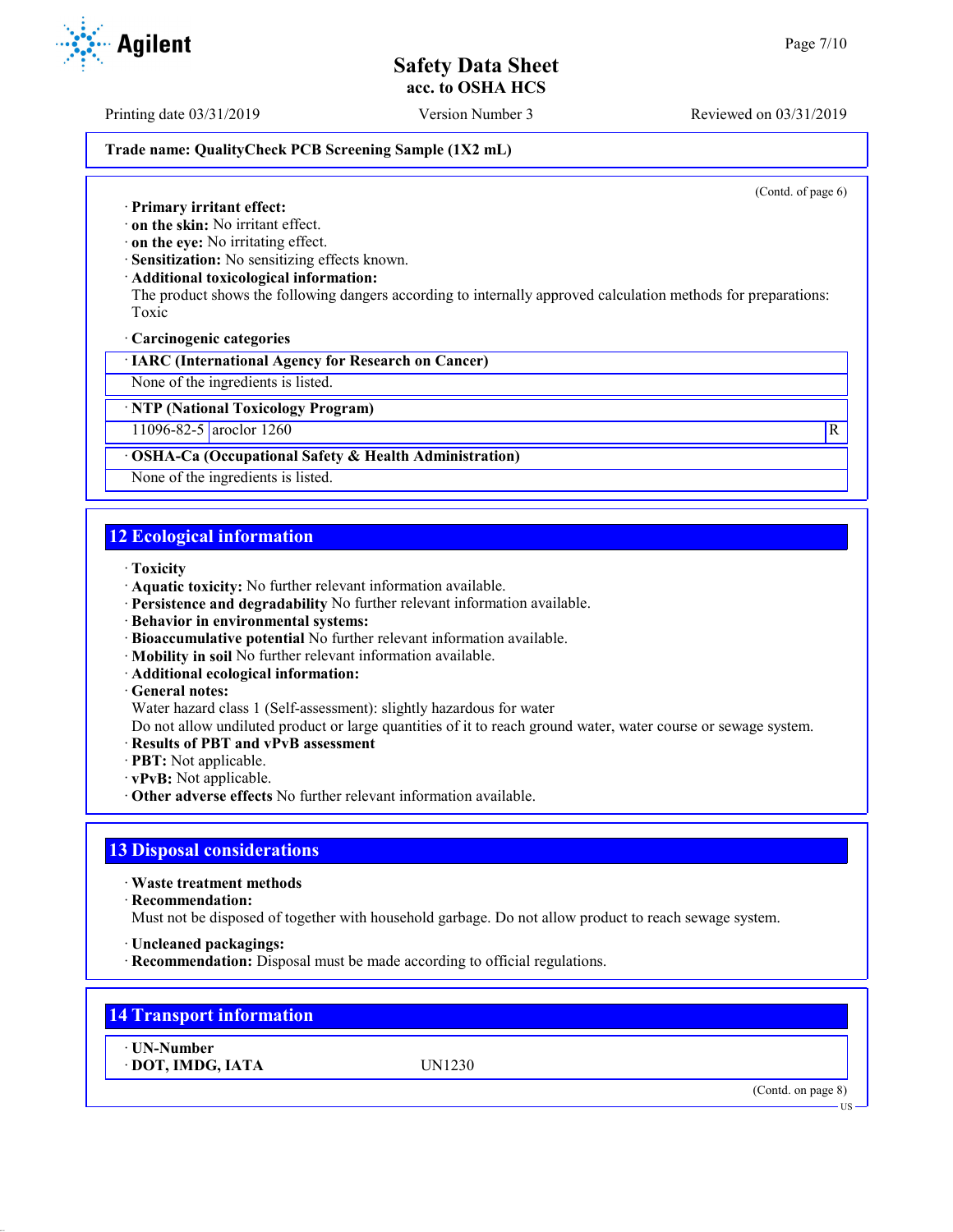**Trade name: QualityCheck PCB Screening Sample (1X2 mL)**

(Contd. of page 6)

· **Primary irritant effect:**
· **on the skin:** No irritant effect.
· **on the eye:** No irritating effect.
· **Sensitization:** No sensitizing effects known.
· **Additional toxicological information:**
The product shows the following dangers according to internally approved calculation methods for preparations:
Toxic

· **Carcinogenic categories**

| · IARC (International Agency for Research on Cancer) | | |
|---|---|---|
| None of the ingredients is listed. | | |

| · NTP (National Toxicology Program) | | |
|---|---|---|
| 11096-82-5 | aroclor 1260 | R |

| · OSHA-Ca (Occupational Safety & Health Administration) |
|---|
| None of the ingredients is listed. |

## 12 Ecological information

· **Toxicity**
· **Aquatic toxicity:** No further relevant information available.
· **Persistence and degradability** No further relevant information available.
· **Behavior in environmental systems:**
· **Bioaccumulative potential** No further relevant information available.
· **Mobility in soil** No further relevant information available.
· **Additional ecological information:**
· **General notes:**
Water hazard class 1 (Self-assessment): slightly hazardous for water
Do not allow undiluted product or large quantities of it to reach ground water, water course or sewage system.
· **Results of PBT and vPvB assessment**
· **PBT:** Not applicable.
· **vPvB:** Not applicable.
· **Other adverse effects** No further relevant information available.

## 13 Disposal considerations

· **Waste treatment methods**
· **Recommendation:**
Must not be disposed of together with household garbage. Do not allow product to reach sewage system.

· **Uncleaned packagings:**
· **Recommendation:** Disposal must be made according to official regulations.

## 14 Transport information

| · UN-Number | |
|---|---|
| · DOT, IMDG, IATA | UN1230 |

(Contd. on page 8)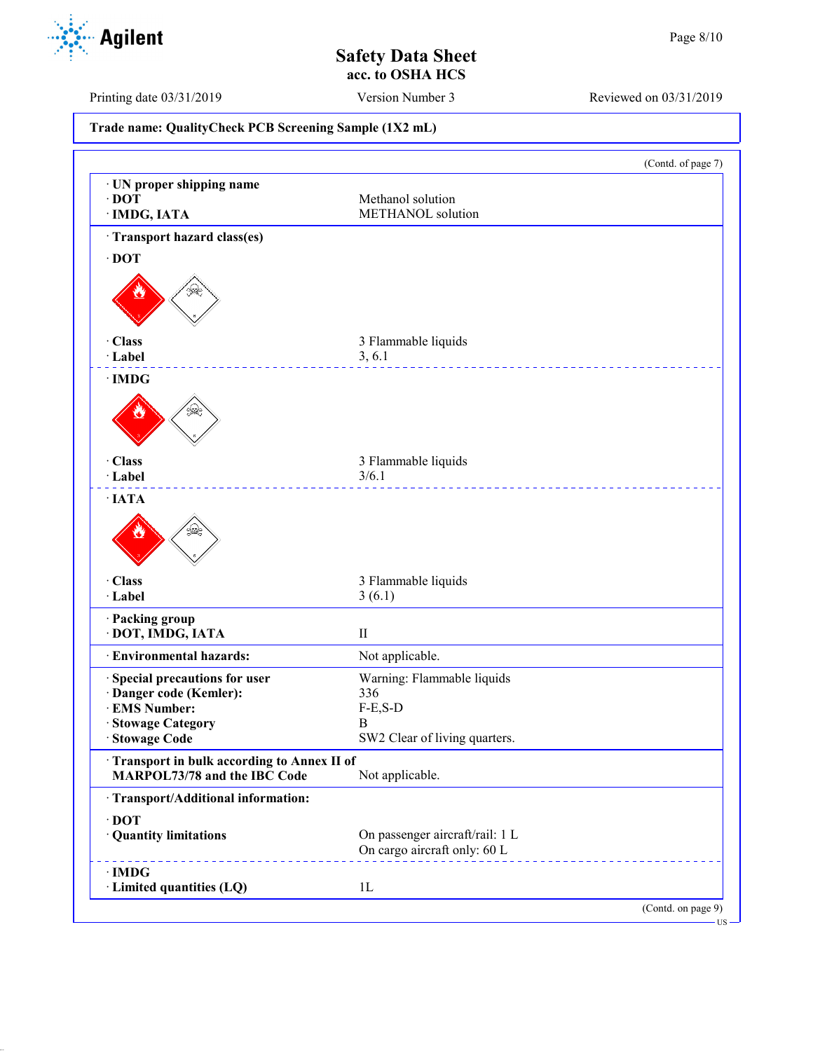**Trade name: QualityCheck PCB Screening Sample (1X2 mL)**

(Contd. of page 7)

| | |
|---|---|
| · **UN proper shipping name** | |
| · **DOT** | Methanol solution |
| · **IMDG, IATA** | METHANOL solution |

· **Transport hazard class(es)**

· **DOT**

| | |
|---|---|
| · **Class** | 3 Flammable liquids |
| · **Label** | 3, 6.1 |

· **IMDG**

| | |
|---|---|
| · **Class** | 3 Flammable liquids |
| · **Label** | 3/6.1 |

· **IATA**

| | |
|---|---|
| · **Class** | 3 Flammable liquids |
| · **Label** | 3 (6.1) |

| | |
|---|---|
| · **Packing group** | |
| · **DOT, IMDG, IATA** | II |
| · **Environmental hazards:** | Not applicable. |
| · **Special precautions for user** | Warning: Flammable liquids |
| · **Danger code (Kemler):** | 336 |
| · **EMS Number:** | F-E,S-D |
| · **Stowage Category** | B |
| · **Stowage Code** | SW2 Clear of living quarters. |
| · **Transport in bulk according to Annex II of MARPOL73/78 and the IBC Code** | Not applicable. |

· **Transport/Additional information:**

· **DOT**

| | |
|---|---|
| · **Quantity limitations** | On passenger aircraft/rail: 1 L |
| | On cargo aircraft only: 60 L |

· **IMDG**

| | |
|---|---|
| · **Limited quantities (LQ)** | 1L |

(Contd. on page 9)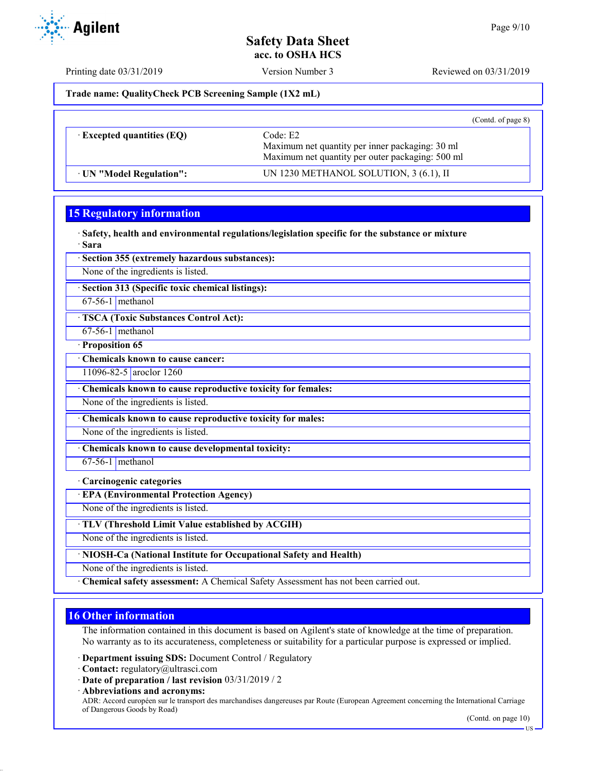Trade name: QualityCheck PCB Screening Sample (1X2 mL)

(Contd. of page 8)

| | |
|---|---|
| · **Excepted quantities (EQ)** | Code: E2<br>Maximum net quantity per inner packaging: 30 ml<br>Maximum net quantity per outer packaging: 500 ml |
| · **UN "Model Regulation":** | UN 1230 METHANOL SOLUTION, 3 (6.1), II |

## 15 Regulatory information

· **Safety, health and environmental regulations/legislation specific for the substance or mixture**
· **Sara**

· **Section 355 (extremely hazardous substances):**

None of the ingredients is listed.

· **Section 313 (Specific toxic chemical listings):**

| | |
|---|---|
| 67-56-1 | methanol |

· **TSCA (Toxic Substances Control Act):**

| | |
|---|---|
| 67-56-1 | methanol |

· **Proposition 65**

· **Chemicals known to cause cancer:**

| | |
|---|---|
| 11096-82-5 | aroclor 1260 |

· **Chemicals known to cause reproductive toxicity for females:**

None of the ingredients is listed.

· **Chemicals known to cause reproductive toxicity for males:**

None of the ingredients is listed.

· **Chemicals known to cause developmental toxicity:**

| | |
|---|---|
| 67-56-1 | methanol |

· **Carcinogenic categories**

· **EPA (Environmental Protection Agency)**

None of the ingredients is listed.

· **TLV (Threshold Limit Value established by ACGIH)**

None of the ingredients is listed.

· **NIOSH-Ca (National Institute for Occupational Safety and Health)**

None of the ingredients is listed.

· **Chemical safety assessment:** A Chemical Safety Assessment has not been carried out.

## 16 Other information

The information contained in this document is based on Agilent's state of knowledge at the time of preparation. No warranty as to its accurateness, completeness or suitability for a particular purpose is expressed or implied.

· **Department issuing SDS:** Document Control / Regulatory
· **Contact:** regulatory@ultrasci.com
· **Date of preparation / last revision** 03/31/2019 / 2
· **Abbreviations and acronyms:**
ADR: Accord européen sur le transport des marchandises dangereuses par Route (European Agreement concerning the International Carriage of Dangerous Goods by Road)

(Contd. on page 10)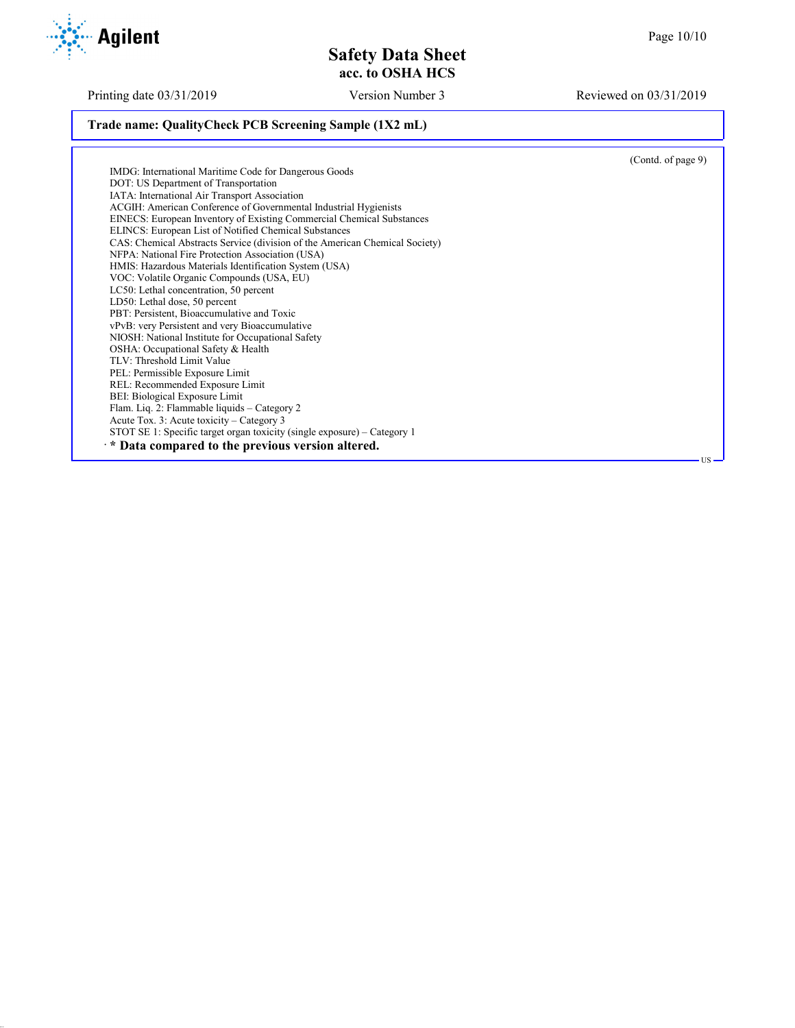**Trade name: QualityCheck PCB Screening Sample (1X2 mL)**

(Contd. of page 9)

IMDG: International Maritime Code for Dangerous Goods
DOT: US Department of Transportation
IATA: International Air Transport Association
ACGIH: American Conference of Governmental Industrial Hygienists
EINECS: European Inventory of Existing Commercial Chemical Substances
ELINCS: European List of Notified Chemical Substances
CAS: Chemical Abstracts Service (division of the American Chemical Society)
NFPA: National Fire Protection Association (USA)
HMIS: Hazardous Materials Identification System (USA)
VOC: Volatile Organic Compounds (USA, EU)
LC50: Lethal concentration, 50 percent
LD50: Lethal dose, 50 percent
PBT: Persistent, Bioaccumulative and Toxic
vPvB: very Persistent and very Bioaccumulative
NIOSH: National Institute for Occupational Safety
OSHA: Occupational Safety & Health
TLV: Threshold Limit Value
PEL: Permissible Exposure Limit
REL: Recommended Exposure Limit
BEI: Biological Exposure Limit
Flam. Liq. 2: Flammable liquids – Category 2
Acute Tox. 3: Acute toxicity – Category 3
STOT SE 1: Specific target organ toxicity (single exposure) – Category 1

· **\* Data compared to the previous version altered.**